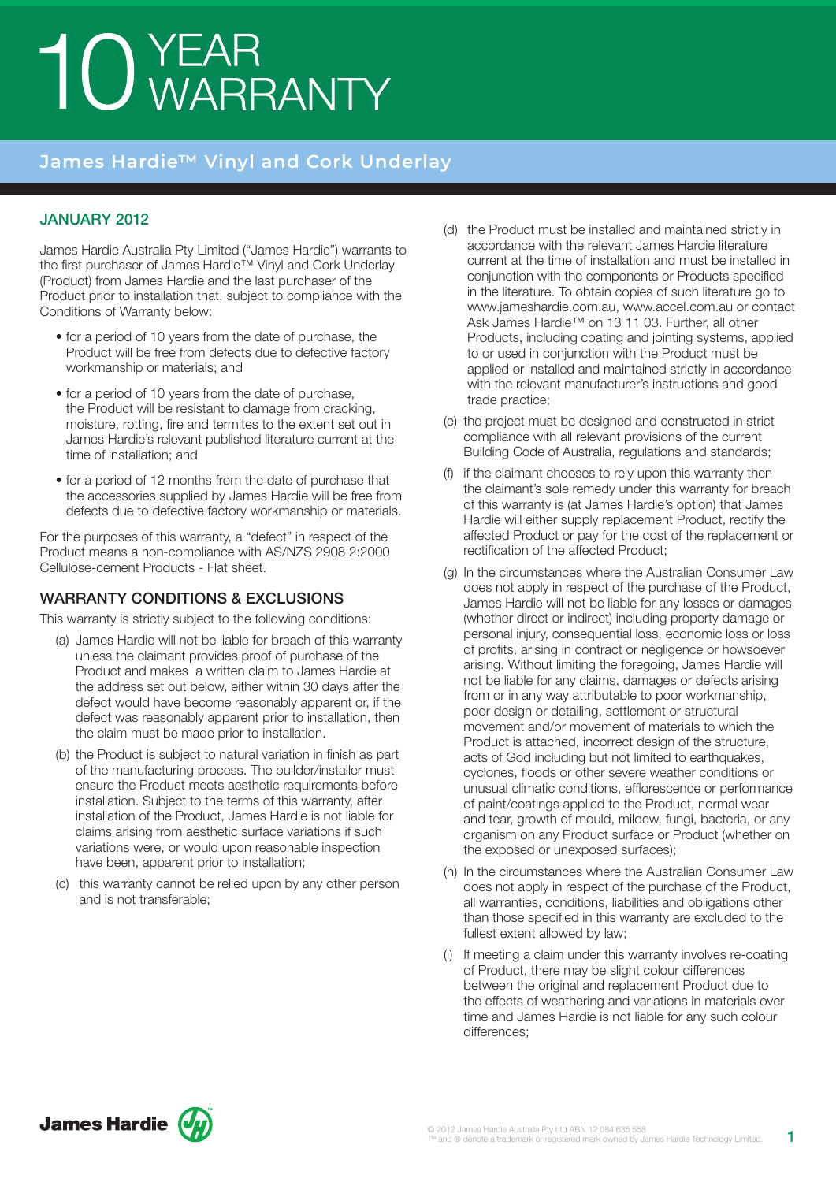# 10 YEAR WARRANTY

## James Hardie™ Vinyl and Cork Underlay

### JANUARY 2012

James Hardie Australia Pty Limited ("James Hardie") warrants to the first purchaser of James Hardie™ Vinyl and Cork Underlay (Product) from James Hardie and the last purchaser of the Product prior to installation that, subject to compliance with the Conditions of Warranty below:

- for a period of 10 years from the date of purchase, the Product will be free from defects due to defective factory workmanship or materials; and
- for a period of 10 years from the date of purchase, the Product will be resistant to damage from cracking, moisture, rotting, fire and termites to the extent set out in James Hardie's relevant published literature current at the time of installation; and
- for a period of 12 months from the date of purchase that the accessories supplied by James Hardie will be free from defects due to defective factory workmanship or materials.

For the purposes of this warranty, a "defect" in respect of the Product means a non-compliance with AS/NZS 2908.2:2000 Cellulose-cement Products - Flat sheet.

### WARRANTY CONDITIONS & EXCLUSIONS

This warranty is strictly subject to the following conditions:

(a) James Hardie will not be liable for breach of this warranty unless the claimant provides proof of purchase of the Product and makes a written claim to James Hardie at the address set out below, either within 30 days after the defect would have become reasonably apparent or, if the defect was reasonably apparent prior to installation, then the claim must be made prior to installation.

(b) the Product is subject to natural variation in finish as part of the manufacturing process. The builder/installer must ensure the Product meets aesthetic requirements before installation. Subject to the terms of this warranty, after installation of the Product, James Hardie is not liable for claims arising from aesthetic surface variations if such variations were, or would upon reasonable inspection have been, apparent prior to installation;

(c) this warranty cannot be relied upon by any other person and is not transferable;

(d) the Product must be installed and maintained strictly in accordance with the relevant James Hardie literature current at the time of installation and must be installed in conjunction with the components or Products specified in the literature. To obtain copies of such literature go to www.jameshardie.com.au, www.accel.com.au or contact Ask James Hardie™ on 13 11 03. Further, all other Products, including coating and jointing systems, applied to or used in conjunction with the Product must be applied or installed and maintained strictly in accordance with the relevant manufacturer's instructions and good trade practice;

(e) the project must be designed and constructed in strict compliance with all relevant provisions of the current Building Code of Australia, regulations and standards;

(f) if the claimant chooses to rely upon this warranty then the claimant's sole remedy under this warranty for breach of this warranty is (at James Hardie's option) that James Hardie will either supply replacement Product, rectify the affected Product or pay for the cost of the replacement or rectification of the affected Product;

(g) In the circumstances where the Australian Consumer Law does not apply in respect of the purchase of the Product, James Hardie will not be liable for any losses or damages (whether direct or indirect) including property damage or personal injury, consequential loss, economic loss or loss of profits, arising in contract or negligence or howsoever arising. Without limiting the foregoing, James Hardie will not be liable for any claims, damages or defects arising from or in any way attributable to poor workmanship, poor design or detailing, settlement or structural movement and/or movement of materials to which the Product is attached, incorrect design of the structure, acts of God including but not limited to earthquakes, cyclones, floods or other severe weather conditions or unusual climatic conditions, efflorescence or performance of paint/coatings applied to the Product, normal wear and tear, growth of mould, mildew, fungi, bacteria, or any organism on any Product surface or Product (whether on the exposed or unexposed surfaces);

(h) In the circumstances where the Australian Consumer Law does not apply in respect of the purchase of the Product, all warranties, conditions, liabilities and obligations other than those specified in this warranty are excluded to the fullest extent allowed by law;

(i) If meeting a claim under this warranty involves re-coating of Product, there may be slight colour differences between the original and replacement Product due to the effects of weathering and variations in materials over time and James Hardie is not liable for any such colour differences;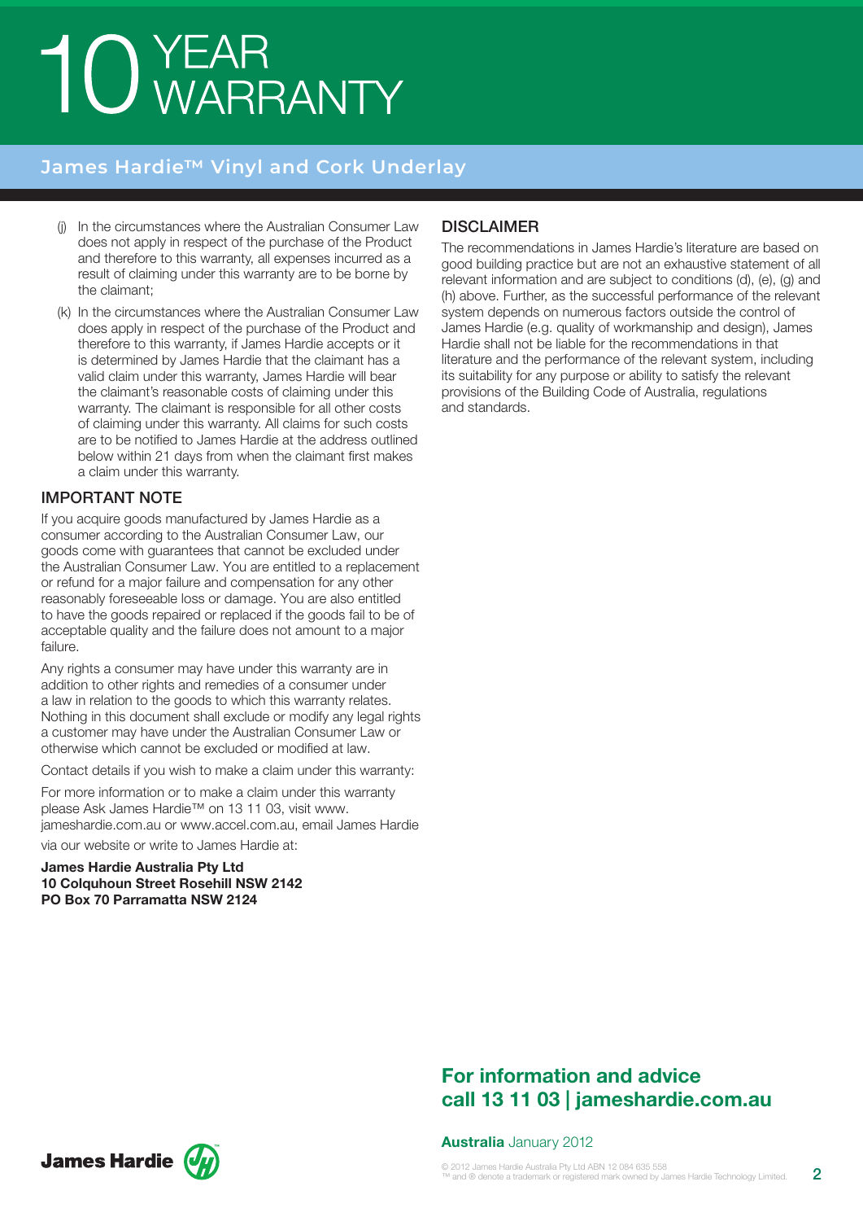# 10 YEAR WARRANTY

## James Hardie™ Vinyl and Cork Underlay

(j) In the circumstances where the Australian Consumer Law does not apply in respect of the purchase of the Product and therefore to this warranty, all expenses incurred as a result of claiming under this warranty are to be borne by the claimant;

(k) In the circumstances where the Australian Consumer Law does apply in respect of the purchase of the Product and therefore to this warranty, if James Hardie accepts or it is determined by James Hardie that the claimant has a valid claim under this warranty, James Hardie will bear the claimant's reasonable costs of claiming under this warranty. The claimant is responsible for all other costs of claiming under this warranty. All claims for such costs are to be notified to James Hardie at the address outlined below within 21 days from when the claimant first makes a claim under this warranty.

### IMPORTANT NOTE

If you acquire goods manufactured by James Hardie as a consumer according to the Australian Consumer Law, our goods come with guarantees that cannot be excluded under the Australian Consumer Law. You are entitled to a replacement or refund for a major failure and compensation for any other reasonably foreseeable loss or damage. You are also entitled to have the goods repaired or replaced if the goods fail to be of acceptable quality and the failure does not amount to a major failure.

Any rights a consumer may have under this warranty are in addition to other rights and remedies of a consumer under a law in relation to the goods to which this warranty relates. Nothing in this document shall exclude or modify any legal rights a customer may have under the Australian Consumer Law or otherwise which cannot be excluded or modified at law.

Contact details if you wish to make a claim under this warranty:

For more information or to make a claim under this warranty please Ask James Hardie™ on 13 11 03, visit www.jameshardie.com.au or www.accel.com.au, email James Hardie via our website or write to James Hardie at:

**James Hardie Australia Pty Ltd**
**10 Colquhoun Street Rosehill NSW 2142**
**PO Box 70 Parramatta NSW 2124**

### DISCLAIMER

The recommendations in James Hardie's literature are based on good building practice but are not an exhaustive statement of all relevant information and are subject to conditions (d), (e), (g) and (h) above. Further, as the successful performance of the relevant system depends on numerous factors outside the control of James Hardie (e.g. quality of workmanship and design), James Hardie shall not be liable for the recommendations in that literature and the performance of the relevant system, including its suitability for any purpose or ability to satisfy the relevant provisions of the Building Code of Australia, regulations and standards.

**For information and advice call 13 11 03 | jameshardie.com.au**

**Australia** January 2012

© 2012 James Hardie Australia Pty Ltd ABN 12 084 635 558
™ and ® denote a trademark or registered mark owned by James Hardie Technology Limited.

James Hardie